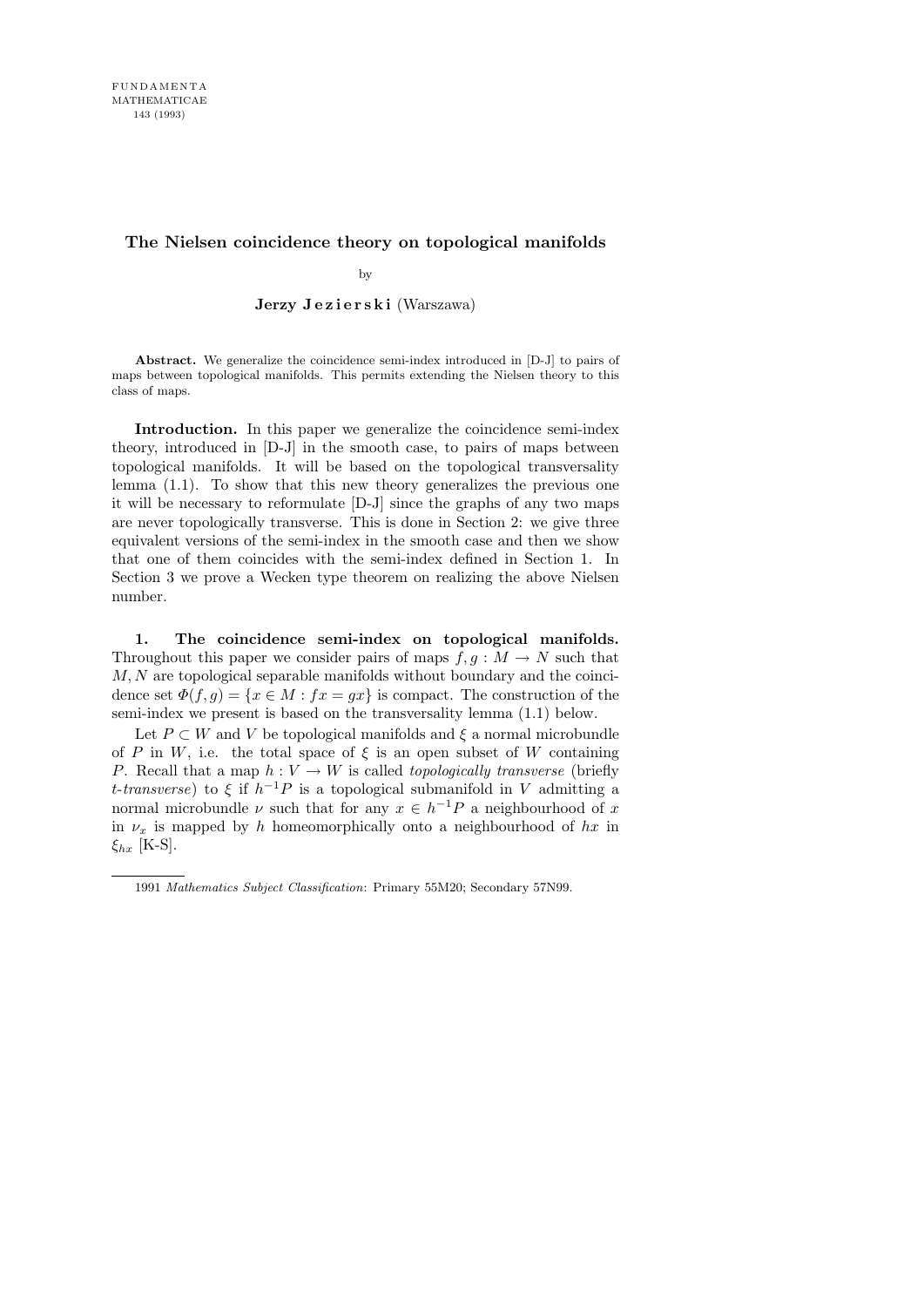# The Nielsen coincidence theory on topological manifolds

by

**Jerzy Jezierski** (Warszawa)

**Abstract.** We generalize the coincidence semi-index introduced in [D-J] to pairs of maps between topological manifolds. This permits extending the Nielsen theory to this class of maps.

**Introduction.** In this paper we generalize the coincidence semi-index theory, introduced in [D-J] in the smooth case, to pairs of maps between topological manifolds. It will be based on the topological transversality lemma (1.1). To show that this new theory generalizes the previous one it will be necessary to reformulate [D-J] since the graphs of any two maps are never topologically transverse. This is done in Section 2: we give three equivalent versions of the semi-index in the smooth case and then we show that one of them coincides with the semi-index defined in Section 1. In Section 3 we prove a Wecken type theorem on realizing the above Nielsen number.

**1. The coincidence semi-index on topological manifolds.** Throughout this paper we consider pairs of maps $f, g : M \to N$ such that $M, N$ are topological separable manifolds without boundary and the coincidence set $\Phi(f, g) = \{x \in M : fx = gx\}$ is compact. The construction of the semi-index we present is based on the transversality lemma (1.1) below.

Let $P \subset W$ and $V$ be topological manifolds and $\xi$ a normal microbundle of $P$ in $W$, i.e. the total space of $\xi$ is an open subset of $W$ containing $P$. Recall that a map $h : V \to W$ is called *topologically transverse* (briefly *t-transverse*) to $\xi$ if $h^{-1}P$ is a topological submanifold in $V$ admitting a normal microbundle $\nu$ such that for any $x \in h^{-1}P$ a neighbourhood of $x$ in $\nu_x$ is mapped by $h$ homeomorphically onto a neighbourhood of $hx$ in $\xi_{hx}$ [K-S].

1991 *Mathematics Subject Classification*: Primary 55M20; Secondary 57N99.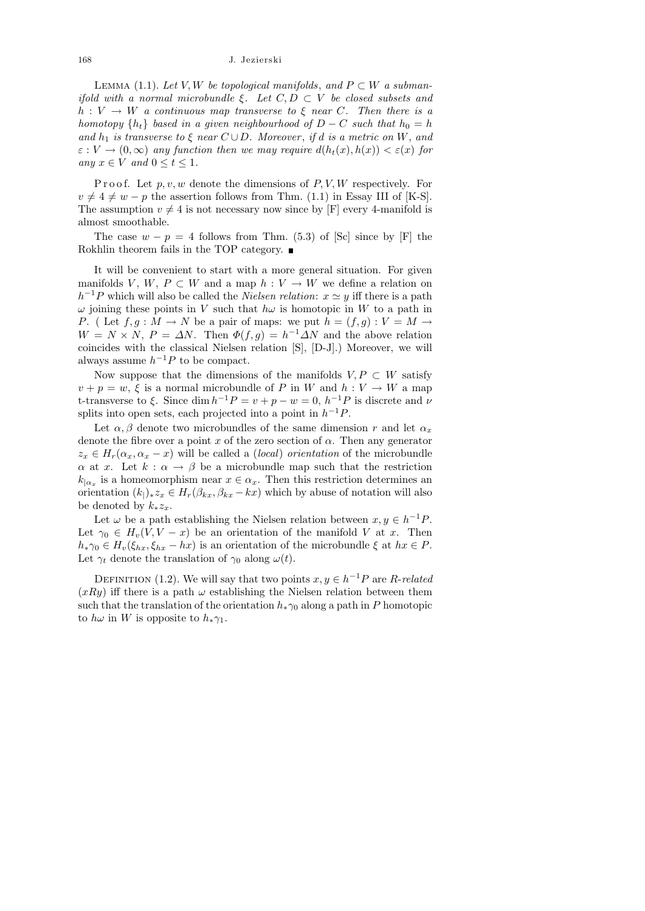LEMMA (1.1). *Let $V, W$ be topological manifolds, and $P \subset W$ a submanifold with a normal microbundle $\xi$. Let $C, D \subset V$ be closed subsets and $h : V \to W$ a continuous map transverse to $\xi$ near $C$. Then there is a homotopy $\{h_t\}$ based in a given neighbourhood of $D - C$ such that $h_0 = h$ and $h_1$ is transverse to $\xi$ near $C \cup D$. Moreover, if $d$ is a metric on $W$, and $\varepsilon : V \to (0, \infty)$ any function then we may require $d(h_t(x), h(x)) < \varepsilon(x)$ for any $x \in V$ and $0 \le t \le 1$.*

Proof. Let $p, v, w$ denote the dimensions of $P, V, W$ respectively. For $v \neq 4 \neq w - p$ the assertion follows from Thm. (1.1) in Essay III of [K-S]. The assumption $v \neq 4$ is not necessary now since by [F] every 4-manifold is almost smoothable.

The case $w - p = 4$ follows from Thm. (5.3) of [Sc] since by [F] the Rokhlin theorem fails in the TOP category. ∎

It will be convenient to start with a more general situation. For given manifolds $V$, $W$, $P \subset W$ and a map $h : V \to W$ we define a relation on $h^{-1}P$ which will also be called the *Nielsen relation*: $x \simeq y$ iff there is a path $\omega$ joining these points in $V$ such that $h\omega$ is homotopic in $W$ to a path in $P$. ( Let $f, g : M \to N$ be a pair of maps: we put $h = (f, g) : V = M \to W = N \times N$, $P = \Delta N$. Then $\Phi(f, g) = h^{-1}\Delta N$ and the above relation coincides with the classical Nielsen relation [S], [D-J].) Moreover, we will always assume $h^{-1}P$ to be compact.

Now suppose that the dimensions of the manifolds $V, P \subset W$ satisfy $v + p = w$, $\xi$ is a normal microbundle of $P$ in $W$ and $h : V \to W$ a map t-transverse to $\xi$. Since $\dim h^{-1}P = v + p - w = 0$, $h^{-1}P$ is discrete and $\nu$ splits into open sets, each projected into a point in $h^{-1}P$.

Let $\alpha, \beta$ denote two microbundles of the same dimension $r$ and let $\alpha_x$ denote the fibre over a point $x$ of the zero section of $\alpha$. Then any generator $z_x \in H_r(\alpha_x, \alpha_x - x)$ will be called a (*local*) *orientation* of the microbundle $\alpha$ at $x$. Let $k : \alpha \to \beta$ be a microbundle map such that the restriction $k_{|\alpha_x}$ is a homeomorphism near $x \in \alpha_x$. Then this restriction determines an orientation $(k_|)_* z_x \in H_r(\beta_{kx}, \beta_{kx} - kx)$ which by abuse of notation will also be denoted by $k_* z_x$.

Let $\omega$ be a path establishing the Nielsen relation between $x, y \in h^{-1}P$. Let $\gamma_0 \in H_v(V, V - x)$ be an orientation of the manifold $V$ at $x$. Then $h_*\gamma_0 \in H_v(\xi_{hx}, \xi_{hx} - hx)$ is an orientation of the microbundle $\xi$ at $hx \in P$. Let $\gamma_t$ denote the translation of $\gamma_0$ along $\omega(t)$.

DEFINITION (1.2). We will say that two points $x, y \in h^{-1}P$ are *R-related* ($xRy$) iff there is a path $\omega$ establishing the Nielsen relation between them such that the translation of the orientation $h_*\gamma_0$ along a path in $P$ homotopic to $h\omega$ in $W$ is opposite to $h_*\gamma_1$.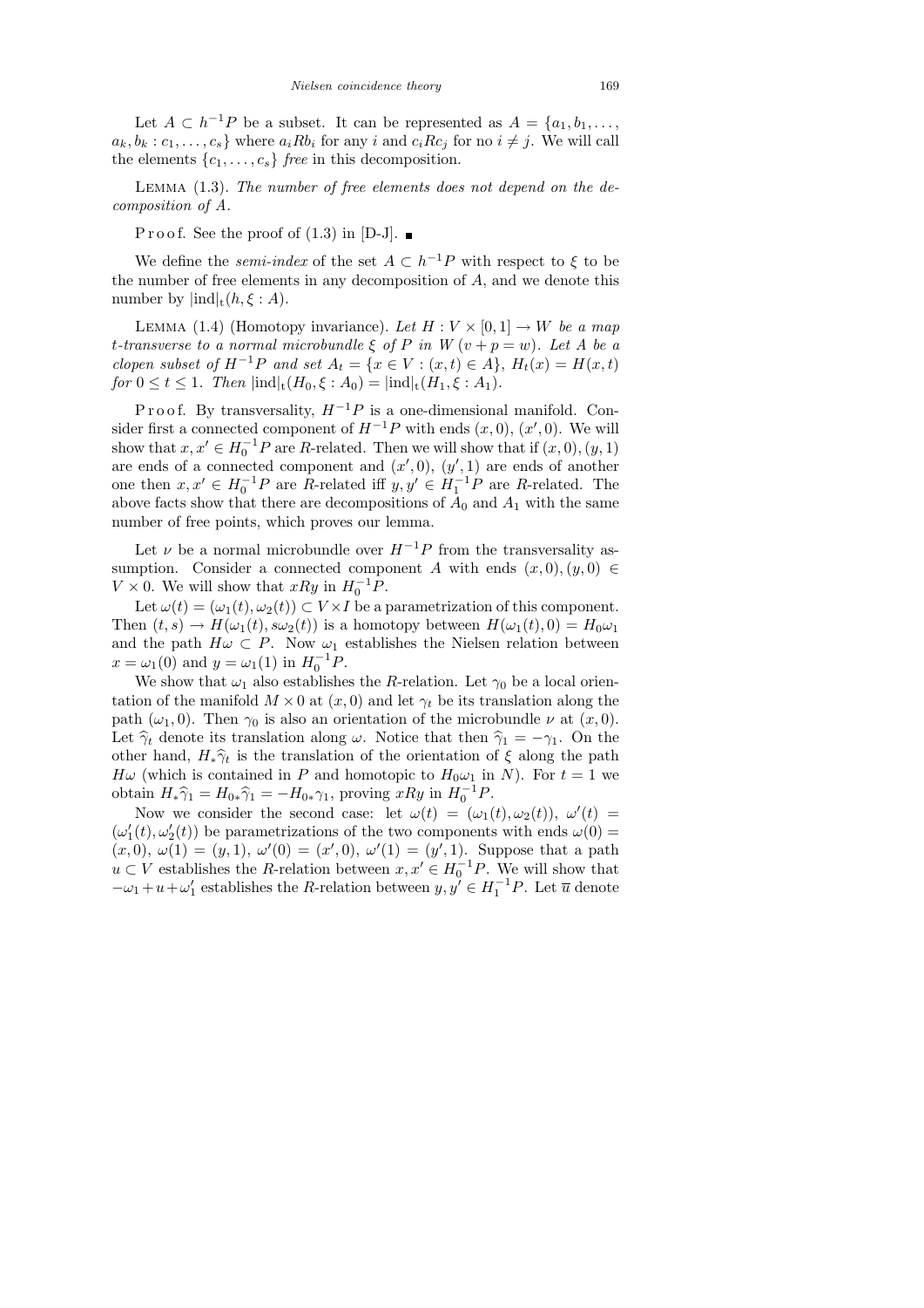Let $A \subset h^{-1}P$ be a subset. It can be represented as $A = \{a_1, b_1, \ldots, a_k, b_k : c_1, \ldots, c_s\}$ where $a_i R b_i$ for any $i$ and $c_i R c_j$ for no $i \neq j$. We will call the elements $\{c_1, \ldots, c_s\}$ *free* in this decomposition.

Lemma (1.3). *The number of free elements does not depend on the decomposition of $A$.*

Proof. See the proof of (1.3) in [D-J]. ∎

We define the *semi-index* of the set $A \subset h^{-1}P$ with respect to $\xi$ to be the number of free elements in any decomposition of $A$, and we denote this number by $|\mathrm{ind}|_{\mathrm{t}}(h, \xi : A)$.

Lemma (1.4) (Homotopy invariance). *Let $H : V \times [0,1] \to W$ be a map $t$-transverse to a normal microbundle $\xi$ of $P$ in $W$ $(v + p = w)$. Let $A$ be a clopen subset of $H^{-1}P$ and set $A_t = \{x \in V : (x,t) \in A\}$, $H_t(x) = H(x,t)$ for $0 \leq t \leq 1$. Then $|\mathrm{ind}|_{\mathrm{t}}(H_0, \xi : A_0) = |\mathrm{ind}|_{\mathrm{t}}(H_1, \xi : A_1)$.*

Proof. By transversality, $H^{-1}P$ is a one-dimensional manifold. Consider first a connected component of $H^{-1}P$ with ends $(x, 0)$, $(x', 0)$. We will show that $x, x' \in H_0^{-1}P$ are $R$-related. Then we will show that if $(x,0), (y,1)$ are ends of a connected component and $(x',0)$, $(y',1)$ are ends of another one then $x, x' \in H_0^{-1}P$ are $R$-related iff $y, y' \in H_1^{-1}P$ are $R$-related. The above facts show that there are decompositions of $A_0$ and $A_1$ with the same number of free points, which proves our lemma.

Let $\nu$ be a normal microbundle over $H^{-1}P$ from the transversality assumption. Consider a connected component $A$ with ends $(x,0), (y,0) \in V \times 0$. We will show that $xRy$ in $H_0^{-1}P$.

Let $\omega(t) = (\omega_1(t), \omega_2(t)) \subset V \times I$ be a parametrization of this component. Then $(t,s) \to H(\omega_1(t), s\omega_2(t))$ is a homotopy between $H(\omega_1(t), 0) = H_0\omega_1$ and the path $H\omega \subset P$. Now $\omega_1$ establishes the Nielsen relation between $x = \omega_1(0)$ and $y = \omega_1(1)$ in $H_0^{-1}P$.

We show that $\omega_1$ also establishes the $R$-relation. Let $\gamma_0$ be a local orientation of the manifold $M \times 0$ at $(x, 0)$ and let $\gamma_t$ be its translation along the path $(\omega_1, 0)$. Then $\gamma_0$ is also an orientation of the microbundle $\nu$ at $(x,0)$. Let $\widehat{\gamma}_t$ denote its translation along $\omega$. Notice that then $\widehat{\gamma}_1 = -\gamma_1$. On the other hand, $H_*\widehat{\gamma}_t$ is the translation of the orientation of $\xi$ along the path $H\omega$ (which is contained in $P$ and homotopic to $H_0\omega_1$ in $N$). For $t = 1$ we obtain $H_*\widehat{\gamma}_1 = H_{0*}\widehat{\gamma}_1 = -H_{0*}\gamma_1$, proving $xRy$ in $H_0^{-1}P$.

Now we consider the second case: let $\omega(t) = (\omega_1(t), \omega_2(t))$, $\omega'(t) = (\omega_1'(t), \omega_2'(t))$ be parametrizations of the two components with ends $\omega(0) = (x, 0)$, $\omega(1) = (y, 1)$, $\omega'(0) = (x', 0)$, $\omega'(1) = (y', 1)$. Suppose that a path $u \subset V$ establishes the $R$-relation between $x, x' \in H_0^{-1}P$. We will show that $-\omega_1 + u + \omega_1'$ establishes the $R$-relation between $y, y' \in H_1^{-1}P$. Let $\overline{u}$ denote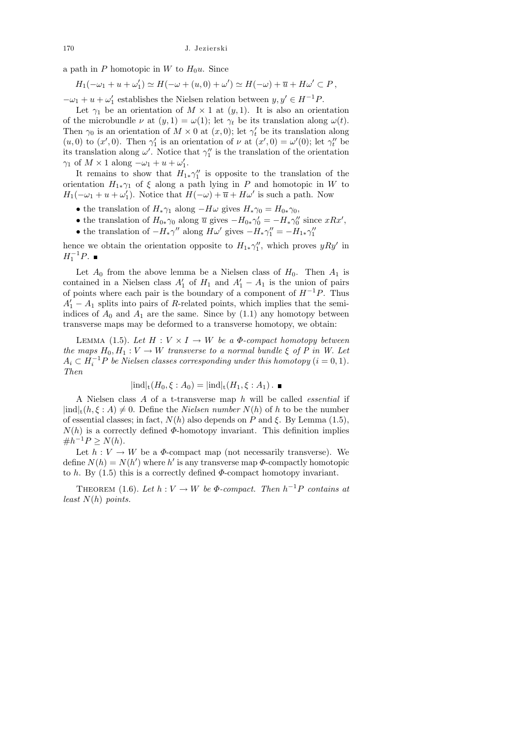a path in $P$ homotopic in $W$ to $H_0 u$. Since

$$H_1(-\omega_1 + u + \omega_1') \simeq H(-\omega + (u,0) + \omega') \simeq H(-\omega) + \overline{u} + H\omega' \subset P\,,$$

$-\omega_1 + u + \omega_1'$ establishes the Nielsen relation between $y, y' \in H^{-1}P$.

Let $\gamma_1$ be an orientation of $M \times 1$ at $(y,1)$. It is also an orientation of the microbundle $\nu$ at $(y,1) = \omega(1)$; let $\gamma_t$ be its translation along $\omega(t)$. Then $\gamma_0$ is an orientation of $M \times 0$ at $(x,0)$; let $\gamma_t'$ be its translation along $(u,0)$ to $(x',0)$. Then $\gamma_1'$ is an orientation of $\nu$ at $(x',0) = \omega'(0)$; let $\gamma_t''$ be its translation along $\omega'$. Notice that $\gamma_1''$ is the translation of the orientation $\gamma_1$ of $M \times 1$ along $-\omega_1 + u + \omega_1'$.

It remains to show that $H_{1*}\gamma_1''$ is opposite to the translation of the orientation $H_{1*}\gamma_1$ of $\xi$ along a path lying in $P$ and homotopic in $W$ to $H_1(-\omega_1 + u + \omega_1')$. Notice that $H(-\omega) + \overline{u} + H\omega'$ is such a path. Now

- the translation of $H_*\gamma_1$ along $-H\omega$ gives $H_*\gamma_0 = H_{0*}\gamma_0$,
- the translation of $H_{0*}\gamma_0$ along $\overline{u}$ gives $-H_{0*}\gamma_0' = -H_*\gamma_0''$ since $xRx'$,
- the translation of $-H_*\gamma''$ along $H\omega'$ gives $-H_*\gamma_1'' = -H_{1*}\gamma_1''$

hence we obtain the orientation opposite to $H_{1*}\gamma_1''$, which proves $yRy'$ in $H_1^{-1}P$. ∎

Let $A_0$ from the above lemma be a Nielsen class of $H_0$. Then $A_1$ is contained in a Nielsen class $A_1'$ of $H_1$ and $A_1' - A_1$ is the union of pairs of points where each pair is the boundary of a component of $H^{-1}P$. Thus $A_1' - A_1$ splits into pairs of $R$-related points, which implies that the semi-indices of $A_0$ and $A_1$ are the same. Since by (1.1) any homotopy between transverse maps may be deformed to a transverse homotopy, we obtain:

Lemma (1.5). *Let $H : V \times I \to W$ be a $\Phi$-compact homotopy between the maps $H_0, H_1 : V \to W$ transverse to a normal bundle $\xi$ of $P$ in $W$. Let $A_i \subset H_i^{-1}P$ be Nielsen classes corresponding under this homotopy $(i = 0, 1)$. Then*

$$|\mathrm{ind}|_{\mathrm{t}}(H_0, \xi : A_0) = |\mathrm{ind}|_{\mathrm{t}}(H_1, \xi : A_1)\,. \;\blacksquare$$

A Nielsen class $A$ of a t-transverse map $h$ will be called *essential* if $|\mathrm{ind}|_{\mathrm{t}}(h, \xi : A) \neq 0$. Define the *Nielsen number* $N(h)$ of $h$ to be the number of essential classes; in fact, $N(h)$ also depends on $P$ and $\xi$. By Lemma (1.5), $N(h)$ is a correctly defined $\Phi$-homotopy invariant. This definition implies $\# h^{-1}P \geq N(h)$.

Let $h : V \to W$ be a $\Phi$-compact map (not necessarily transverse). We define $N(h) = N(h')$ where $h'$ is any transverse map $\Phi$-compactly homotopic to $h$. By (1.5) this is a correctly defined $\Phi$-compact homotopy invariant.

Theorem (1.6). *Let $h : V \to W$ be $\Phi$-compact. Then $h^{-1}P$ contains at least $N(h)$ points.*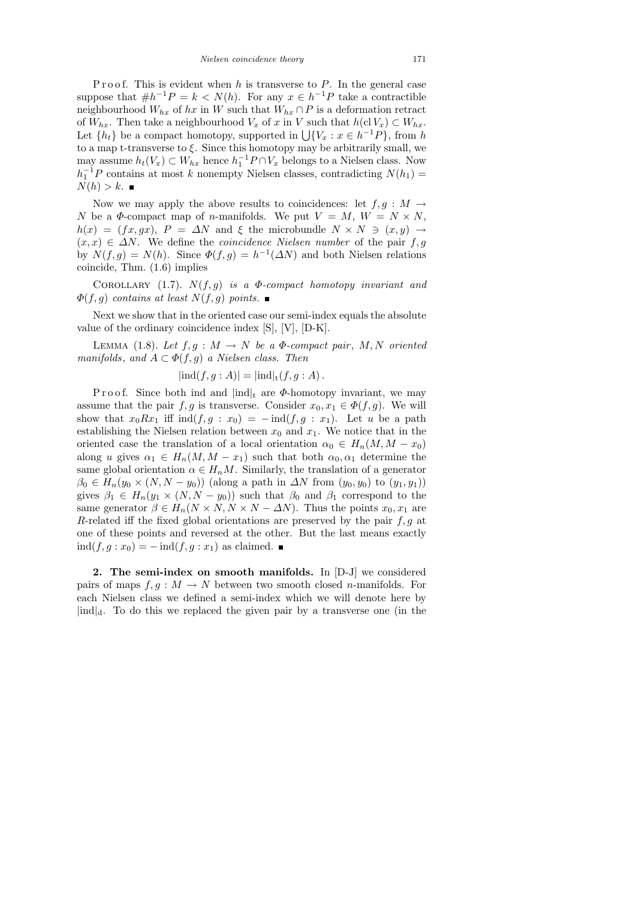P r o o f. This is evident when $h$ is transverse to $P$. In the general case suppose that $\# h^{-1}P = k < N(h)$. For any $x \in h^{-1}P$ take a contractible neighbourhood $W_{hx}$ of $hx$ in $W$ such that $W_{hx} \cap P$ is a deformation retract of $W_{hx}$. Then take a neighbourhood $V_x$ of $x$ in $V$ such that $h(\mathrm{cl}\, V_x) \subset W_{hx}$. Let $\{h_t\}$ be a compact homotopy, supported in $\bigcup\{V_x : x \in h^{-1}P\}$, from $h$ to a map t-transverse to $\xi$. Since this homotopy may be arbitrarily small, we may assume $h_t(V_x) \subset W_{hx}$ hence $h_1^{-1}P \cap V_x$ belongs to a Nielsen class. Now $h_1^{-1}P$ contains at most $k$ nonempty Nielsen classes, contradicting $N(h_1) = N(h) > k$. ■

Now we may apply the above results to coincidences: let $f, g : M \to N$ be a $\Phi$-compact map of $n$-manifolds. We put $V = M$, $W = N \times N$, $h(x) = (fx, gx)$, $P = \Delta N$ and $\xi$ the microbundle $N \times N \ni (x, y) \to (x, x) \in \Delta N$. We define the *coincidence Nielsen number* of the pair $f, g$ by $N(f, g) = N(h)$. Since $\Phi(f, g) = h^{-1}(\Delta N)$ and both Nielsen relations coincide, Thm. (1.6) implies

COROLLARY (1.7). *$N(f, g)$ is a $\Phi$-compact homotopy invariant and $\Phi(f, g)$ contains at least $N(f, g)$ points.* ■

Next we show that in the oriented case our semi-index equals the absolute value of the ordinary coincidence index [S], [V], [D-K].

LEMMA (1.8). *Let $f, g : M \to N$ be a $\Phi$-compact pair, $M, N$ oriented manifolds, and $A \subset \Phi(f, g)$ a Nielsen class. Then*

$$|\mathrm{ind}(f, g : A)| = |\mathrm{ind}|_{\mathrm{t}}(f, g : A)\,.$$

P r o o f. Since both ind and $|\mathrm{ind}|_{\mathrm{t}}$ are $\Phi$-homotopy invariant, we may assume that the pair $f, g$ is transverse. Consider $x_0, x_1 \in \Phi(f, g)$. We will show that $x_0 R x_1$ iff $\mathrm{ind}(f, g : x_0) = -\mathrm{ind}(f, g : x_1)$. Let $u$ be a path establishing the Nielsen relation between $x_0$ and $x_1$. We notice that in the oriented case the translation of a local orientation $\alpha_0 \in H_n(M, M - x_0)$ along $u$ gives $\alpha_1 \in H_n(M, M - x_1)$ such that both $\alpha_0, \alpha_1$ determine the same global orientation $\alpha \in H_n M$. Similarly, the translation of a generator $\beta_0 \in H_n(y_0 \times (N, N - y_0))$ (along a path in $\Delta N$ from $(y_0, y_0)$ to $(y_1, y_1)$) gives $\beta_1 \in H_n(y_1 \times (N, N - y_0))$ such that $\beta_0$ and $\beta_1$ correspond to the same generator $\beta \in H_n(N \times N, N \times N - \Delta N)$. Thus the points $x_0, x_1$ are $R$-related iff the fixed global orientations are preserved by the pair $f, g$ at one of these points and reversed at the other. But the last means exactly $\mathrm{ind}(f, g : x_0) = -\mathrm{ind}(f, g : x_1)$ as claimed. ■

**2. The semi-index on smooth manifolds.** In [D-J] we considered pairs of maps $f, g : M \to N$ between two smooth closed $n$-manifolds. For each Nielsen class we defined a semi-index which we will denote here by $|\mathrm{ind}|_{\mathrm{d}}$. To do this we replaced the given pair by a transverse one (in the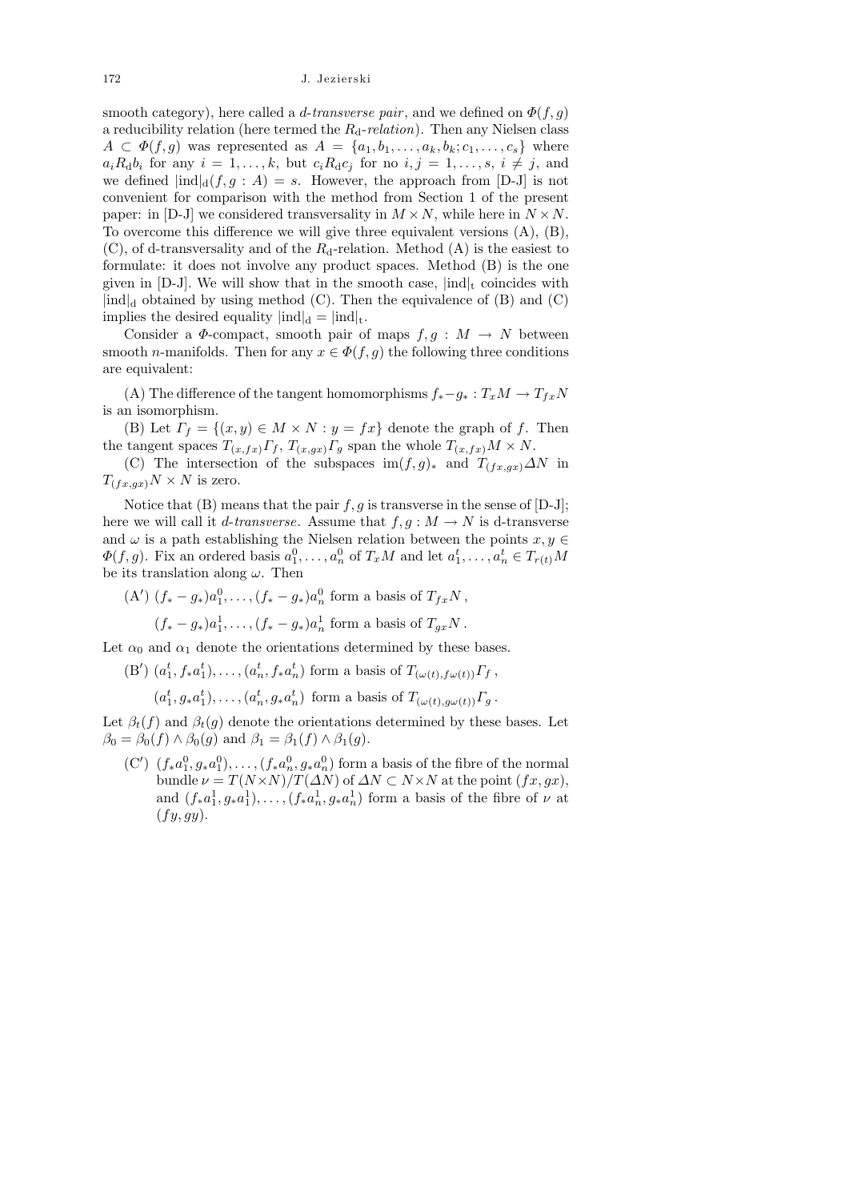smooth category), here called a *d-transverse pair*, and we defined on $\Phi(f,g)$ a reducibility relation (here termed the $R_{\rm d}$-*relation*). Then any Nielsen class $A \subset \Phi(f,g)$ was represented as $A = \{a_1, b_1, \ldots, a_k, b_k; c_1, \ldots, c_s\}$ where $a_i R_{\rm d} b_i$ for any $i = 1, \ldots, k$, but $c_i R_{\rm d} c_j$ for no $i, j = 1, \ldots, s$, $i \neq j$, and we defined $|\mathrm{ind}|_{\rm d}(f, g : A) = s$. However, the approach from [D-J] is not convenient for comparison with the method from Section 1 of the present paper: in [D-J] we considered transversality in $M \times N$, while here in $N \times N$. To overcome this difference we will give three equivalent versions (A), (B), (C), of d-transversality and of the $R_{\rm d}$-relation. Method (A) is the easiest to formulate: it does not involve any product spaces. Method (B) is the one given in [D-J]. We will show that in the smooth case, $|\mathrm{ind}|_{\rm t}$ coincides with $|\mathrm{ind}|_{\rm d}$ obtained by using method (C). Then the equivalence of (B) and (C) implies the desired equality $|\mathrm{ind}|_{\rm d} = |\mathrm{ind}|_{\rm t}$.

Consider a $\Phi$-compact, smooth pair of maps $f, g : M \to N$ between smooth $n$-manifolds. Then for any $x \in \Phi(f,g)$ the following three conditions are equivalent:

(A) The difference of the tangent homomorphisms $f_* - g_* : T_x M \to T_{fx} N$ is an isomorphism.

(B) Let $\Gamma_f = \{(x,y) \in M \times N : y = fx\}$ denote the graph of $f$. Then the tangent spaces $T_{(x,fx)}\Gamma_f$, $T_{(x,gx)}\Gamma_g$ span the whole $T_{(x,fx)} M \times N$.

(C) The intersection of the subspaces $\mathrm{im}(f,g)_*$ and $T_{(fx,gx)}\Delta N$ in $T_{(fx,gx)} N \times N$ is zero.

Notice that (B) means that the pair $f, g$ is transverse in the sense of [D-J]; here we will call it *d-transverse*. Assume that $f, g : M \to N$ is d-transverse and $\omega$ is a path establishing the Nielsen relation between the points $x, y \in \Phi(f,g)$. Fix an ordered basis $a_1^0, \ldots, a_n^0$ of $T_x M$ and let $a_1^t, \ldots, a_n^t \in T_{r(t)} M$ be its translation along $\omega$. Then

(A′) $(f_* - g_*)a_1^0, \ldots, (f_* - g_*)a_n^0$ form a basis of $T_{fx} N$,

$(f_* - g_*)a_1^1, \ldots, (f_* - g_*)a_n^1$ form a basis of $T_{gx} N$.

Let $\alpha_0$ and $\alpha_1$ denote the orientations determined by these bases.

(B′) $(a_1^t, f_* a_1^t), \ldots, (a_n^t, f_* a_n^t)$ form a basis of $T_{(\omega(t), f\omega(t))}\Gamma_f$,

$(a_1^t, g_* a_1^t), \ldots, (a_n^t, g_* a_n^t)$ form a basis of $T_{(\omega(t), g\omega(t))}\Gamma_g$.

Let $\beta_t(f)$ and $\beta_t(g)$ denote the orientations determined by these bases. Let $\beta_0 = \beta_0(f) \wedge \beta_0(g)$ and $\beta_1 = \beta_1(f) \wedge \beta_1(g)$.

(C′) $(f_* a_1^0, g_* a_1^0), \ldots, (f_* a_n^0, g_* a_n^0)$ form a basis of the fibre of the normal bundle $\nu = T(N \times N)/T(\Delta N)$ of $\Delta N \subset N \times N$ at the point $(fx, gx)$, and $(f_* a_1^1, g_* a_1^1), \ldots, (f_* a_n^1, g_* a_n^1)$ form a basis of the fibre of $\nu$ at $(fy, gy)$.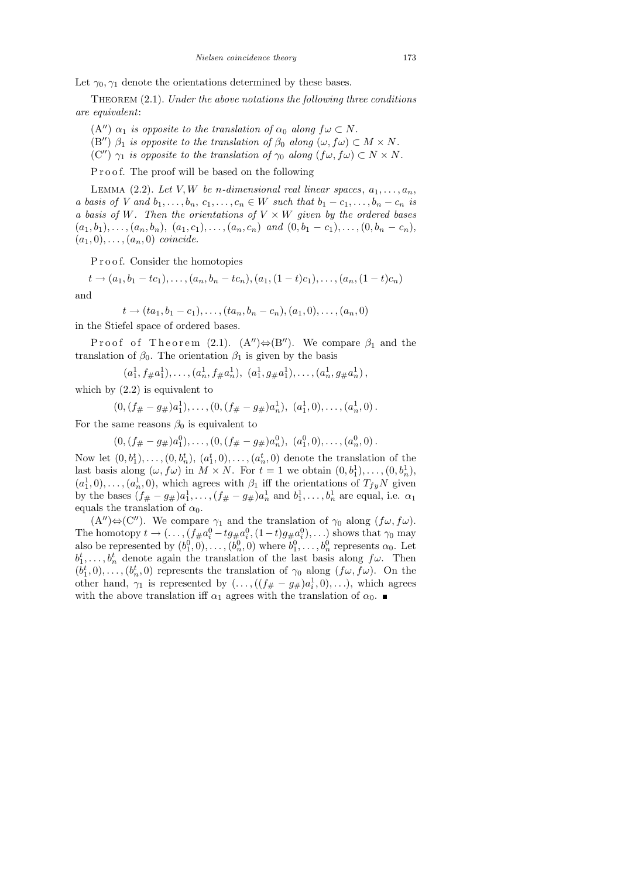Let $\gamma_0, \gamma_1$ denote the orientations determined by these bases.

THEOREM (2.1). *Under the above notations the following three conditions are equivalent*:

(A$''$) *$\alpha_1$ is opposite to the translation of $\alpha_0$ along $f\omega \subset N$.*

(B$''$) *$\beta_1$ is opposite to the translation of $\beta_0$ along $(\omega, f\omega) \subset M \times N$.*

(C$''$) *$\gamma_1$ is opposite to the translation of $\gamma_0$ along $(f\omega, f\omega) \subset N \times N$.*

Proof. The proof will be based on the following

LEMMA (2.2). *Let $V, W$ be $n$-dimensional real linear spaces, $a_1, \ldots, a_n$, a basis of $V$ and $b_1, \ldots, b_n$, $c_1, \ldots, c_n \in W$ such that $b_1 - c_1, \ldots, b_n - c_n$ is a basis of $W$. Then the orientations of $V \times W$ given by the ordered bases $(a_1, b_1), \ldots, (a_n, b_n)$, $(a_1, c_1), \ldots, (a_n, c_n)$ and $(0, b_1 - c_1), \ldots, (0, b_n - c_n)$, $(a_1, 0), \ldots, (a_n, 0)$ coincide.*

Proof. Consider the homotopies

$$t \to (a_1, b_1 - tc_1), \ldots, (a_n, b_n - tc_n), (a_1, (1-t)c_1), \ldots, (a_n, (1-t)c_n)$$

and

$$t \to (ta_1, b_1 - c_1), \ldots, (ta_n, b_n - c_n), (a_1, 0), \ldots, (a_n, 0)$$

in the Stiefel space of ordered bases.

Proof of Theorem (2.1). (A$''$)$\Leftrightarrow$(B$''$). We compare $\beta_1$ and the translation of $\beta_0$. The orientation $\beta_1$ is given by the basis

$$(a_1^1, f_\# a_1^1), \ldots, (a_n^1, f_\# a_n^1),\ (a_1^1, g_\# a_1^1), \ldots, (a_n^1, g_\# a_n^1)\,,$$

which by (2.2) is equivalent to

$$(0, (f_\# - g_\#)a_1^1), \ldots, (0, (f_\# - g_\#)a_n^1),\ (a_1^1, 0), \ldots, (a_n^1, 0)\,.$$

For the same reasons $\beta_0$ is equivalent to

$$(0, (f_\# - g_\#)a_1^0), \ldots, (0, (f_\# - g_\#)a_n^0),\ (a_1^0, 0), \ldots, (a_n^0, 0)\,.$$

Now let $(0, b_1^t), \ldots, (0, b_n^t)$, $(a_1^t, 0), \ldots, (a_n^t, 0)$ denote the translation of the last basis along $(\omega, f\omega)$ in $M \times N$. For $t = 1$ we obtain $(0, b_1^1), \ldots, (0, b_n^1)$, $(a_1^1, 0), \ldots, (a_n^1, 0)$, which agrees with $\beta_1$ iff the orientations of $T_{fy}N$ given by the bases $(f_\# - g_\#)a_1^1, \ldots, (f_\# - g_\#)a_n^1$ and $b_1^1, \ldots, b_n^1$ are equal, i.e. $\alpha_1$ equals the translation of $\alpha_0$.

(A$''$)$\Leftrightarrow$(C$''$). We compare $\gamma_1$ and the translation of $\gamma_0$ along $(f\omega, f\omega)$. The homotopy $t \to (\ldots, (f_\# a_i^0 - t g_\# a_i^0, (1-t) g_\# a_i^0), \ldots)$ shows that $\gamma_0$ may also be represented by $(b_1^0, 0), \ldots, (b_n^0, 0)$ where $b_1^0, \ldots, b_n^0$ represents $\alpha_0$. Let $b_1^t, \ldots, b_n^t$ denote again the translation of the last basis along $f\omega$. Then $(b_1^t, 0), \ldots, (b_n^t, 0)$ represents the translation of $\gamma_0$ along $(f\omega, f\omega)$. On the other hand, $\gamma_1$ is represented by $(\ldots, ((f_\# - g_\#)a_i^1, 0), \ldots)$, which agrees with the above translation iff $\alpha_1$ agrees with the translation of $\alpha_0$. ∎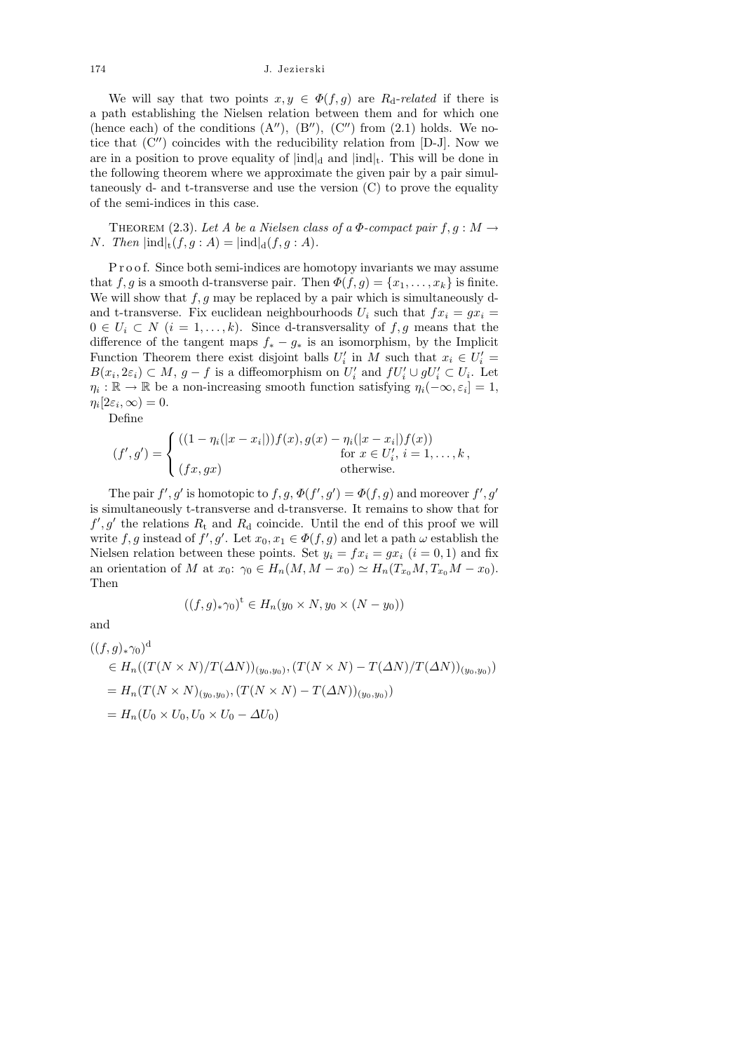We will say that two points $x, y \in \Phi(f,g)$ are $R_{\mathrm{d}}$-*related* if there is a path establishing the Nielsen relation between them and for which one (hence each) of the conditions (A″), (B″), (C″) from (2.1) holds. We notice that (C″) coincides with the reducibility relation from [D-J]. Now we are in a position to prove equality of $|\mathrm{ind}|_{\mathrm{d}}$ and $|\mathrm{ind}|_{\mathrm{t}}$. This will be done in the following theorem where we approximate the given pair by a pair simultaneously d- and t-transverse and use the version (C) to prove the equality of the semi-indices in this case.

THEOREM (2.3). *Let $A$ be a Nielsen class of a $\Phi$-compact pair $f, g : M \to N$. Then $|\mathrm{ind}|_{\mathrm{t}}(f,g : A) = |\mathrm{ind}|_{\mathrm{d}}(f,g : A)$.*

Proof. Since both semi-indices are homotopy invariants we may assume that $f, g$ is a smooth d-transverse pair. Then $\Phi(f,g) = \{x_1, \ldots, x_k\}$ is finite. We will show that $f, g$ may be replaced by a pair which is simultaneously d- and t-transverse. Fix euclidean neighbourhoods $U_i$ such that $fx_i = gx_i = 0 \in U_i \subset N$ $(i = 1, \ldots, k)$. Since d-transversality of $f, g$ means that the difference of the tangent maps $f_* - g_*$ is an isomorphism, by the Implicit Function Theorem there exist disjoint balls $U'_i$ in $M$ such that $x_i \in U'_i = B(x_i, 2\varepsilon_i) \subset M$, $g - f$ is a diffeomorphism on $U'_i$ and $fU'_i \cup gU'_i \subset U_i$. Let $\eta_i : \mathbb{R} \to \mathbb{R}$ be a non-increasing smooth function satisfying $\eta_i(-\infty, \varepsilon_i] = 1$, $\eta_i[2\varepsilon_i, \infty) = 0$.

Define

$$(f', g') = \begin{cases} ((1 - \eta_i(|x - x_i|))f(x), g(x) - \eta_i(|x - x_i|)f(x)) \\ \qquad\qquad\qquad\qquad\qquad\qquad \text{for } x \in U'_i,\ i = 1, \ldots, k, \\ (fx, gx) \qquad\qquad\qquad\qquad\quad \text{otherwise.} \end{cases}$$

The pair $f', g'$ is homotopic to $f, g$, $\Phi(f', g') = \Phi(f,g)$ and moreover $f', g'$ is simultaneously t-transverse and d-transverse. It remains to show that for $f', g'$ the relations $R_{\mathrm{t}}$ and $R_{\mathrm{d}}$ coincide. Until the end of this proof we will write $f, g$ instead of $f', g'$. Let $x_0, x_1 \in \Phi(f,g)$ and let a path $\omega$ establish the Nielsen relation between these points. Set $y_i = fx_i = gx_i$ $(i = 0, 1)$ and fix an orientation of $M$ at $x_0$: $\gamma_0 \in H_n(M, M - x_0) \simeq H_n(T_{x_0}M, T_{x_0}M - x_0)$. Then

$$((f,g)_*\gamma_0)^{\mathrm{t}} \in H_n(y_0 \times N, y_0 \times (N - y_0))$$

and

$$\begin{aligned}
&((f,g)_*\gamma_0)^{\mathrm{d}} \\
&\quad \in H_n((T(N \times N)/T(\Delta N))_{(y_0,y_0)}, (T(N \times N) - T(\Delta N)/T(\Delta N))_{(y_0,y_0)}) \\
&\quad = H_n(T(N \times N)_{(y_0,y_0)}, (T(N \times N) - T(\Delta N))_{(y_0,y_0)}) \\
&\quad = H_n(U_0 \times U_0, U_0 \times U_0 - \Delta U_0)
\end{aligned}$$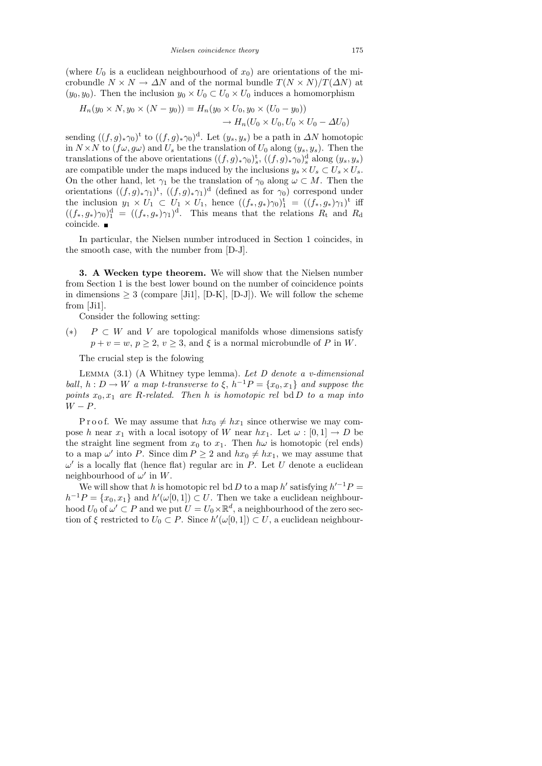(where $U_0$ is a euclidean neighbourhood of $x_0$) are orientations of the microbundle $N \times N \to \Delta N$ and of the normal bundle $T(N \times N)/T(\Delta N)$ at $(y_0, y_0)$. Then the inclusion $y_0 \times U_0 \subset U_0 \times U_0$ induces a homomorphism

$$H_n(y_0 \times N, y_0 \times (N - y_0)) = H_n(y_0 \times U_0, y_0 \times (U_0 - y_0)) \to H_n(U_0 \times U_0, U_0 \times U_0 - \Delta U_0)$$

sending $((f,g)_* \gamma_0)^{\mathrm{t}}$ to $((f,g)_* \gamma_0)^{\mathrm{d}}$. Let $(y_s, y_s)$ be a path in $\Delta N$ homotopic in $N \times N$ to $(f\omega, g\omega)$ and $U_s$ be the translation of $U_0$ along $(y_s, y_s)$. Then the translations of the above orientations $((f,g)_* \gamma_0)^{\mathrm{t}}_s$, $((f,g)_* \gamma_0)^{\mathrm{d}}_s$ along $(y_s, y_s)$ are compatible under the maps induced by the inclusions $y_s \times U_s \subset U_s \times U_s$. On the other hand, let $\gamma_1$ be the translation of $\gamma_0$ along $\omega \subset M$. Then the orientations $((f,g)_* \gamma_1)^{\mathrm{t}}$, $((f,g)_* \gamma_1)^{\mathrm{d}}$ (defined as for $\gamma_0$) correspond under the inclusion $y_1 \times U_1 \subset U_1 \times U_1$, hence $((f_*, g_*)\gamma_0)^{\mathrm{t}}_1 = ((f_*, g_*)\gamma_1)^{\mathrm{t}}$ iff $((f_*, g_*)\gamma_0)^{\mathrm{d}}_1 = ((f_*, g_*)\gamma_1)^{\mathrm{d}}$. This means that the relations $R_{\mathrm{t}}$ and $R_{\mathrm{d}}$ coincide. ∎

In particular, the Nielsen number introduced in Section 1 coincides, in the smooth case, with the number from [D-J].

## 3. A Wecken type theorem.

We will show that the Nielsen number from Section 1 is the best lower bound on the number of coincidence points in dimensions $\geq 3$ (compare [Ji1], [D-K], [D-J]). We will follow the scheme from [Ji1].

Consider the following setting:

(∗) $P \subset W$ and $V$ are topological manifolds whose dimensions satisfy $p + v = w$, $p \geq 2$, $v \geq 3$, and $\xi$ is a normal microbundle of $P$ in $W$.

The crucial step is the folowing

LEMMA (3.1) (A Whitney type lemma). *Let $D$ denote a $v$-dimensional ball, $h : D \to W$ a map t-transverse to $\xi$, $h^{-1}P = \{x_0, x_1\}$ and suppose the points $x_0, x_1$ are $R$-related. Then $h$ is homotopic rel* $\operatorname{bd} D$ *to a map into* $W - P$.

Proof. We may assume that $hx_0 \neq hx_1$ since otherwise we may compose $h$ near $x_1$ with a local isotopy of $W$ near $hx_1$. Let $\omega : [0,1] \to D$ be the straight line segment from $x_0$ to $x_1$. Then $h\omega$ is homotopic (rel ends) to a map $\omega'$ into $P$. Since $\dim P \geq 2$ and $hx_0 \neq hx_1$, we may assume that $\omega'$ is a locally flat (hence flat) regular arc in $P$. Let $U$ denote a euclidean neighbourhood of $\omega'$ in $W$.

We will show that $h$ is homotopic rel $\operatorname{bd} D$ to a map $h'$ satisfying $h'^{-1}P = h^{-1}P = \{x_0, x_1\}$ and $h'(\omega[0,1]) \subset U$. Then we take a euclidean neighbourhood $U_0$ of $\omega' \subset P$ and we put $U = U_0 \times \mathbb{R}^d$, a neighbourhood of the zero section of $\xi$ restricted to $U_0 \subset P$. Since $h'(\omega[0,1]) \subset U$, a euclidean neighbour-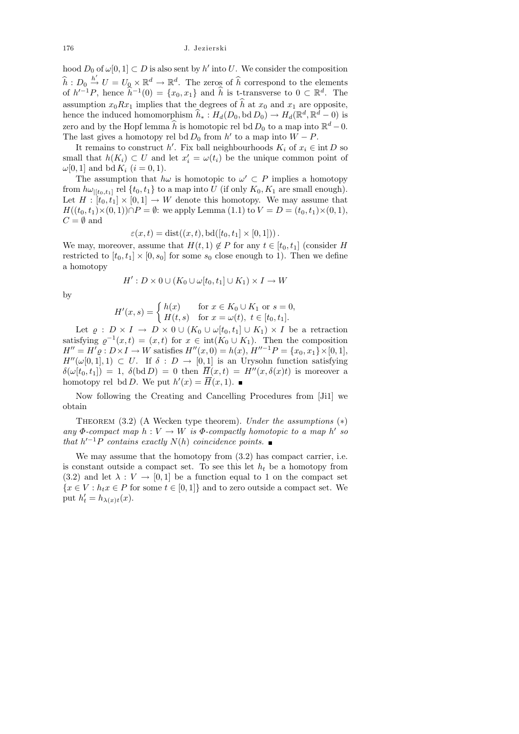hood $D_0$ of $\omega[0,1] \subset D$ is also sent by $h'$ into $U$. We consider the composition $\widehat{h} : D_0 \xrightarrow{h'} U = U_0 \times \mathbb{R}^d \to \mathbb{R}^d$. The zeros of $\widehat{h}$ correspond to the elements of $h'^{-1}P$, hence $\widehat{h}^{-1}(0) = \{x_0, x_1\}$ and $\widehat{h}$ is t-transverse to $0 \subset \mathbb{R}^d$. The assumption $x_0 R x_1$ implies that the degrees of $\widehat{h}$ at $x_0$ and $x_1$ are opposite, hence the induced homomorphism $\widehat{h}_* : H_d(D_0, \operatorname{bd} D_0) \to H_d(\mathbb{R}^d, \mathbb{R}^d - 0)$ is zero and by the Hopf lemma $\widehat{h}$ is homotopic rel $\operatorname{bd} D_0$ to a map into $\mathbb{R}^d - 0$. The last gives a homotopy rel $\operatorname{bd} D_0$ from $h'$ to a map into $W - P$.

It remains to construct $h'$. Fix ball neighbourhoods $K_i$ of $x_i \in \operatorname{int} D$ so small that $h(K_i) \subset U$ and let $x_i' = \omega(t_i)$ be the unique common point of $\omega[0,1]$ and $\operatorname{bd} K_i$ $(i = 0,1)$.

The assumption that $h\omega$ is homotopic to $\omega' \subset P$ implies a homotopy from $h\omega_{|[t_0,t_1]}$ rel $\{t_0, t_1\}$ to a map into $U$ (if only $K_0, K_1$ are small enough). Let $H : [t_0, t_1] \times [0,1] \to W$ denote this homotopy. We may assume that $H((t_0,t_1) \times (0,1)) \cap P = \emptyset$: we apply Lemma (1.1) to $V = D = (t_0,t_1) \times (0,1)$, $C = \emptyset$ and

$$\varepsilon(x,t) = \operatorname{dist}((x,t), \operatorname{bd}([t_0,t_1] \times [0,1]))\,.$$

We may, moreover, assume that $H(t,1) \notin P$ for any $t \in [t_0, t_1]$ (consider $H$ restricted to $[t_0,t_1] \times [0, s_0]$ for some $s_0$ close enough to 1). Then we define a homotopy

$$H' : D \times 0 \cup (K_0 \cup \omega[t_0,t_1] \cup K_1) \times I \to W$$

by

$$H'(x,s) = \begin{cases} h(x) & \text{for } x \in K_0 \cup K_1 \text{ or } s = 0, \\ H(t,s) & \text{for } x = \omega(t),\ t \in [t_0, t_1]. \end{cases}$$

Let $\varrho : D \times I \to D \times 0 \cup (K_0 \cup \omega[t_0,t_1] \cup K_1) \times I$ be a retraction satisfying $\varrho^{-1}(x,t) = (x,t)$ for $x \in \operatorname{int}(K_0 \cup K_1)$. Then the composition $H'' = H'\varrho : D \times I \to W$ satisfies $H''(x,0) = h(x)$, $H''^{-1}P = \{x_0, x_1\} \times [0,1]$, $H''(\omega[0,1],1) \subset U$. If $\delta : D \to [0,1]$ is an Urysohn function satisfying $\delta(\omega[t_0,t_1]) = 1$, $\delta(\operatorname{bd} D) = 0$ then $\overline{H}(x,t) = H''(x, \delta(x)t)$ is moreover a homotopy rel $\operatorname{bd} D$. We put $h'(x) = \overline{H}(x,1)$. ∎

Now following the Creating and Cancelling Procedures from [Ji1] we obtain

Theorem (3.2) (A Wecken type theorem). *Under the assumptions* $(*)$ *any $\Phi$-compact map $h : V \to W$ is $\Phi$-compactly homotopic to a map $h'$ so that $h'^{-1}P$ contains exactly $N(h)$ coincidence points.* ∎

We may assume that the homotopy from (3.2) has compact carrier, i.e. is constant outside a compact set. To see this let $h_t$ be a homotopy from (3.2) and let $\lambda : V \to [0,1]$ be a function equal to 1 on the compact set $\{x \in V : h_t x \in P \text{ for some } t \in [0,1]\}$ and to zero outside a compact set. We put $h_t' = h_{\lambda(x)t}(x)$.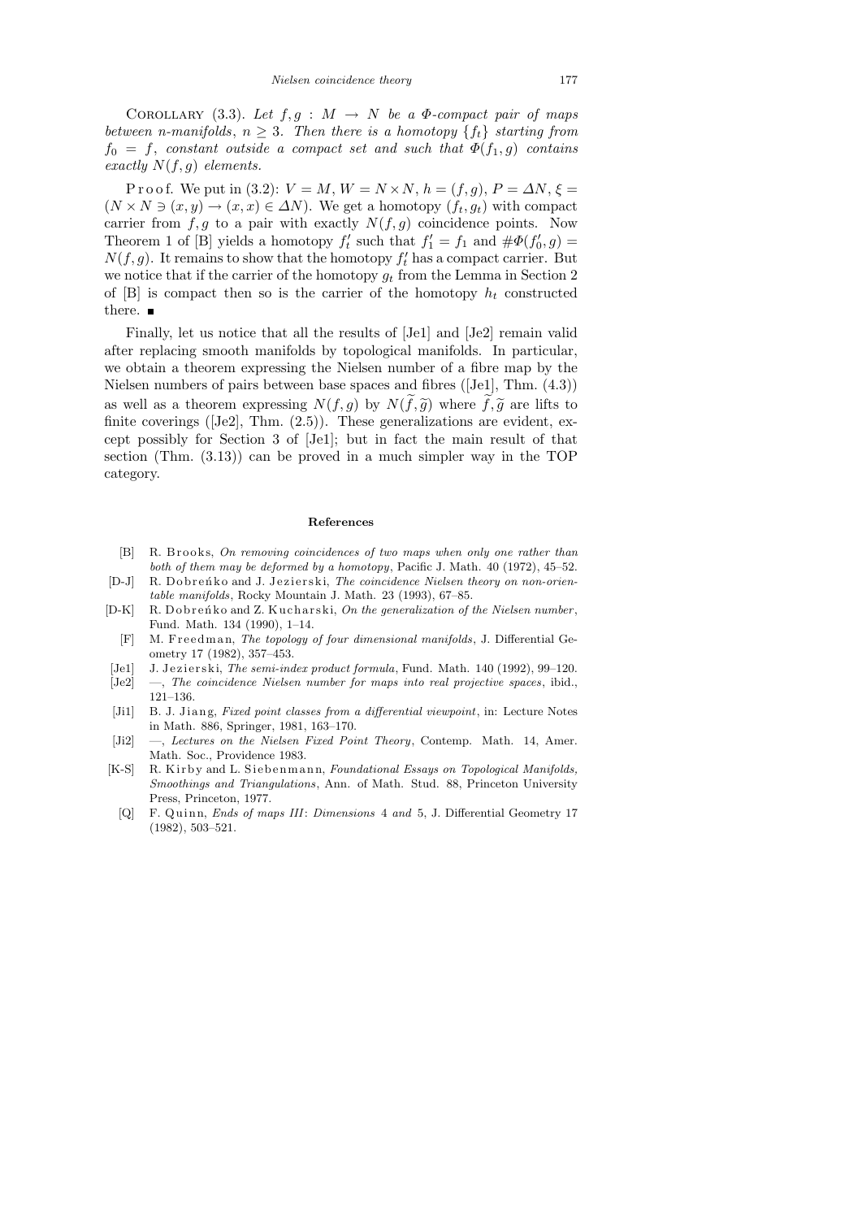COROLLARY (3.3). *Let $f, g : M \to N$ be a $\Phi$-compact pair of maps between $n$-manifolds, $n \geq 3$. Then there is a homotopy $\{f_t\}$ starting from $f_0 = f$, constant outside a compact set and such that $\Phi(f_1, g)$ contains exactly $N(f, g)$ elements.*

Proof. We put in (3.2): $V = M$, $W = N \times N$, $h = (f, g)$, $P = \Delta N$, $\xi = (N \times N \ni (x, y) \to (x, x) \in \Delta N)$. We get a homotopy $(f_t, g_t)$ with compact carrier from $f, g$ to a pair with exactly $N(f, g)$ coincidence points. Now Theorem 1 of [B] yields a homotopy $f'_t$ such that $f'_1 = f_1$ and $\#\Phi(f'_0, g) = N(f, g)$. It remains to show that the homotopy $f'_t$ has a compact carrier. But we notice that if the carrier of the homotopy $g_t$ from the Lemma in Section 2 of [B] is compact then so is the carrier of the homotopy $h_t$ constructed there. ■

Finally, let us notice that all the results of [Je1] and [Je2] remain valid after replacing smooth manifolds by topological manifolds. In particular, we obtain a theorem expressing the Nielsen number of a fibre map by the Nielsen numbers of pairs between base spaces and fibres ([Je1], Thm. (4.3)) as well as a theorem expressing $N(f, g)$ by $N(\widetilde{f}, \widetilde{g})$ where $\widetilde{f}, \widetilde{g}$ are lifts to finite coverings ([Je2], Thm. (2.5)). These generalizations are evident, except possibly for Section 3 of [Je1]; but in fact the main result of that section (Thm. (3.13)) can be proved in a much simpler way in the TOP category.

## References

[B] R. Brooks, *On removing coincidences of two maps when only one rather than both of them may be deformed by a homotopy*, Pacific J. Math. 40 (1972), 45–52.

[D-J] R. Dobreńko and J. Jezierski, *The coincidence Nielsen theory on non-orientable manifolds*, Rocky Mountain J. Math. 23 (1993), 67–85.

[D-K] R. Dobreńko and Z. Kucharski, *On the generalization of the Nielsen number*, Fund. Math. 134 (1990), 1–14.

[F] M. Freedman, *The topology of four dimensional manifolds*, J. Differential Geometry 17 (1982), 357–453.

[Je1] J. Jezierski, *The semi-index product formula*, Fund. Math. 140 (1992), 99–120.

[Je2] —, *The coincidence Nielsen number for maps into real projective spaces*, ibid., 121–136.

[Ji1] B. J. Jiang, *Fixed point classes from a differential viewpoint*, in: Lecture Notes in Math. 886, Springer, 1981, 163–170.

[Ji2] —, *Lectures on the Nielsen Fixed Point Theory*, Contemp. Math. 14, Amer. Math. Soc., Providence 1983.

[K-S] R. Kirby and L. Siebenmann, *Foundational Essays on Topological Manifolds, Smoothings and Triangulations*, Ann. of Math. Stud. 88, Princeton University Press, Princeton, 1977.

[Q] F. Quinn, *Ends of maps III*: *Dimensions* 4 *and* 5, J. Differential Geometry 17 (1982), 503–521.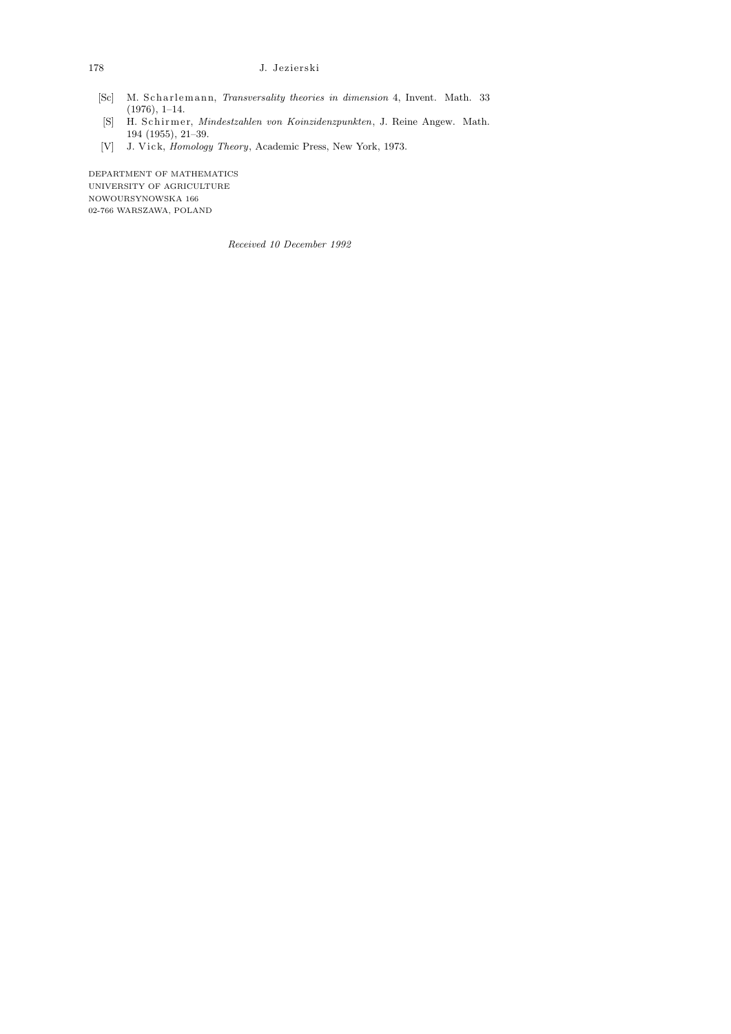[Sc] M. Scharlemann, *Transversality theories in dimension* 4, Invent. Math. 33 (1976), 1–14.

[S] H. Schirmer, *Mindestzahlen von Koinzidenzpunkten*, J. Reine Angew. Math. 194 (1955), 21–39.

[V] J. Vick, *Homology Theory*, Academic Press, New York, 1973.

DEPARTMENT OF MATHEMATICS
UNIVERSITY OF AGRICULTURE
NOWOURSYNOWSKA 166
02-766 WARSZAWA, POLAND

*Received 10 December 1992*